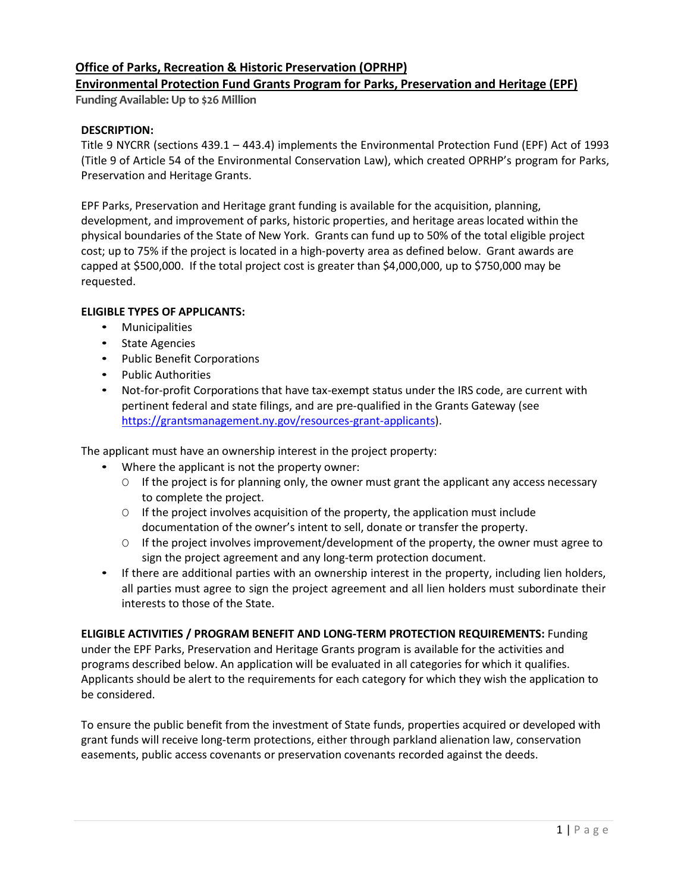# Office of Parks, Recreation & Historic Preservation (OPRHP)

## Environmental Protection Fund Grants Program for Parks, Preservation and Heritage (EPF)

**Funding Available: Up to $26 Million**

**DESCRIPTION:**

Title 9 NYCRR (sections 439.1 – 443.4) implements the Environmental Protection Fund (EPF) Act of 1993 (Title 9 of Article 54 of the Environmental Conservation Law), which created OPRHP's program for Parks, Preservation and Heritage Grants.

EPF Parks, Preservation and Heritage grant funding is available for the acquisition, planning, development, and improvement of parks, historic properties, and heritage areas located within the physical boundaries of the State of New York. Grants can fund up to 50% of the total eligible project cost; up to 75% if the project is located in a high-poverty area as defined below. Grant awards are capped at $500,000. If the total project cost is greater than $4,000,000, up to $750,000 may be requested.

**ELIGIBLE TYPES OF APPLICANTS:**

- Municipalities
- State Agencies
- Public Benefit Corporations
- Public Authorities
- Not-for-profit Corporations that have tax-exempt status under the IRS code, are current with pertinent federal and state filings, and are pre-qualified in the Grants Gateway (see https://grantsmanagement.ny.gov/resources-grant-applicants).

The applicant must have an ownership interest in the project property:

- Where the applicant is not the property owner:
  - If the project is for planning only, the owner must grant the applicant any access necessary to complete the project.
  - If the project involves acquisition of the property, the application must include documentation of the owner's intent to sell, donate or transfer the property.
  - If the project involves improvement/development of the property, the owner must agree to sign the project agreement and any long-term protection document.
- If there are additional parties with an ownership interest in the property, including lien holders, all parties must agree to sign the project agreement and all lien holders must subordinate their interests to those of the State.

**ELIGIBLE ACTIVITIES / PROGRAM BENEFIT AND LONG-TERM PROTECTION REQUIREMENTS:** Funding under the EPF Parks, Preservation and Heritage Grants program is available for the activities and programs described below. An application will be evaluated in all categories for which it qualifies. Applicants should be alert to the requirements for each category for which they wish the application to be considered.

To ensure the public benefit from the investment of State funds, properties acquired or developed with grant funds will receive long-term protections, either through parkland alienation law, conservation easements, public access covenants or preservation covenants recorded against the deeds.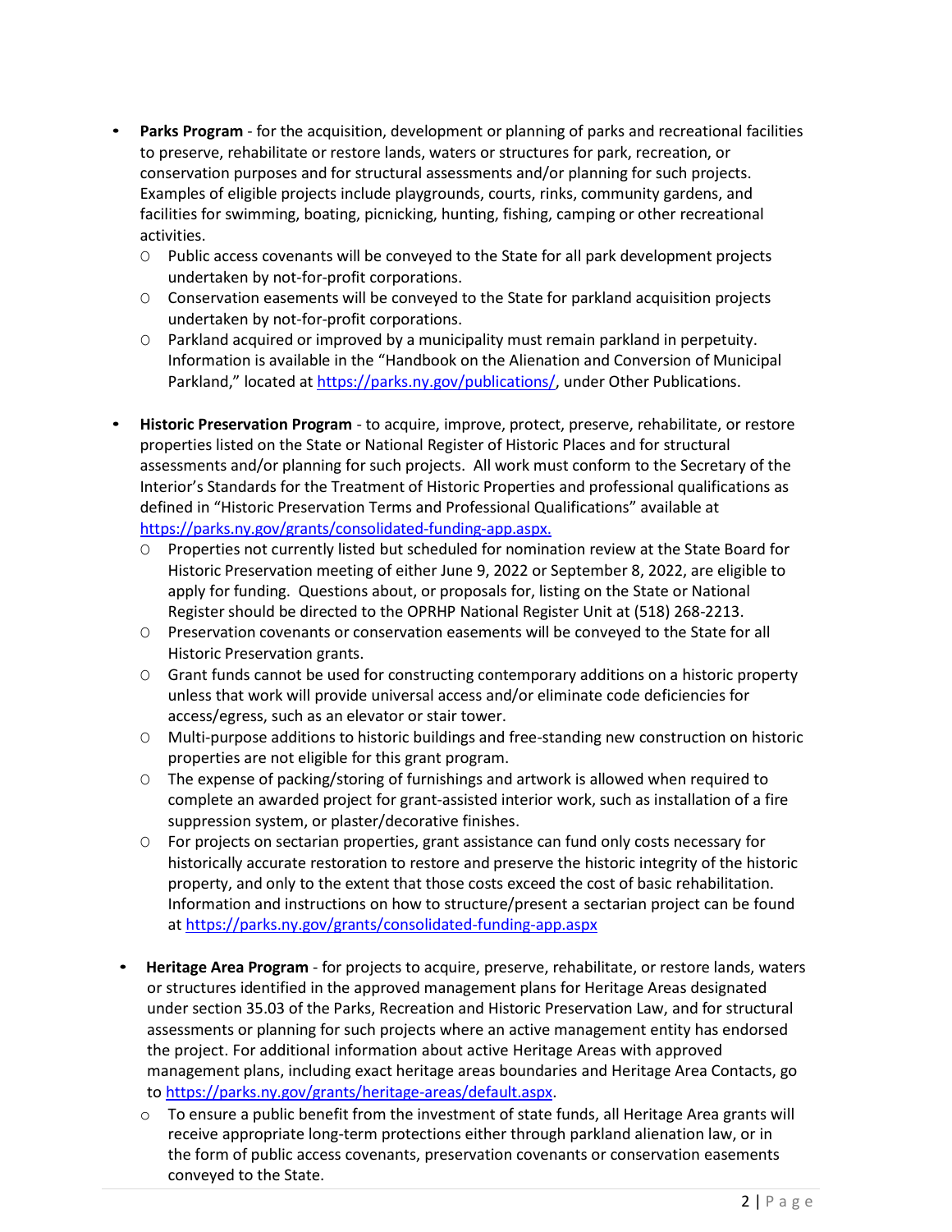- **Parks Program** - for the acquisition, development or planning of parks and recreational facilities to preserve, rehabilitate or restore lands, waters or structures for park, recreation, or conservation purposes and for structural assessments and/or planning for such projects. Examples of eligible projects include playgrounds, courts, rinks, community gardens, and facilities for swimming, boating, picnicking, hunting, fishing, camping or other recreational activities.
  - Public access covenants will be conveyed to the State for all park development projects undertaken by not-for-profit corporations.
  - Conservation easements will be conveyed to the State for parkland acquisition projects undertaken by not-for-profit corporations.
  - Parkland acquired or improved by a municipality must remain parkland in perpetuity. Information is available in the "Handbook on the Alienation and Conversion of Municipal Parkland," located at https://parks.ny.gov/publications/, under Other Publications.

- **Historic Preservation Program** - to acquire, improve, protect, preserve, rehabilitate, or restore properties listed on the State or National Register of Historic Places and for structural assessments and/or planning for such projects. All work must conform to the Secretary of the Interior's Standards for the Treatment of Historic Properties and professional qualifications as defined in "Historic Preservation Terms and Professional Qualifications" available at https://parks.ny.gov/grants/consolidated-funding-app.aspx.
  - Properties not currently listed but scheduled for nomination review at the State Board for Historic Preservation meeting of either June 9, 2022 or September 8, 2022, are eligible to apply for funding. Questions about, or proposals for, listing on the State or National Register should be directed to the OPRHP National Register Unit at (518) 268-2213.
  - Preservation covenants or conservation easements will be conveyed to the State for all Historic Preservation grants.
  - Grant funds cannot be used for constructing contemporary additions on a historic property unless that work will provide universal access and/or eliminate code deficiencies for access/egress, such as an elevator or stair tower.
  - Multi-purpose additions to historic buildings and free-standing new construction on historic properties are not eligible for this grant program.
  - The expense of packing/storing of furnishings and artwork is allowed when required to complete an awarded project for grant-assisted interior work, such as installation of a fire suppression system, or plaster/decorative finishes.
  - For projects on sectarian properties, grant assistance can fund only costs necessary for historically accurate restoration to restore and preserve the historic integrity of the historic property, and only to the extent that those costs exceed the cost of basic rehabilitation. Information and instructions on how to structure/present a sectarian project can be found at https://parks.ny.gov/grants/consolidated-funding-app.aspx

- **Heritage Area Program** - for projects to acquire, preserve, rehabilitate, or restore lands, waters or structures identified in the approved management plans for Heritage Areas designated under section 35.03 of the Parks, Recreation and Historic Preservation Law, and for structural assessments or planning for such projects where an active management entity has endorsed the project. For additional information about active Heritage Areas with approved management plans, including exact heritage areas boundaries and Heritage Area Contacts, go to https://parks.ny.gov/grants/heritage-areas/default.aspx.
  - To ensure a public benefit from the investment of state funds, all Heritage Area grants will receive appropriate long-term protections either through parkland alienation law, or in the form of public access covenants, preservation covenants or conservation easements conveyed to the State.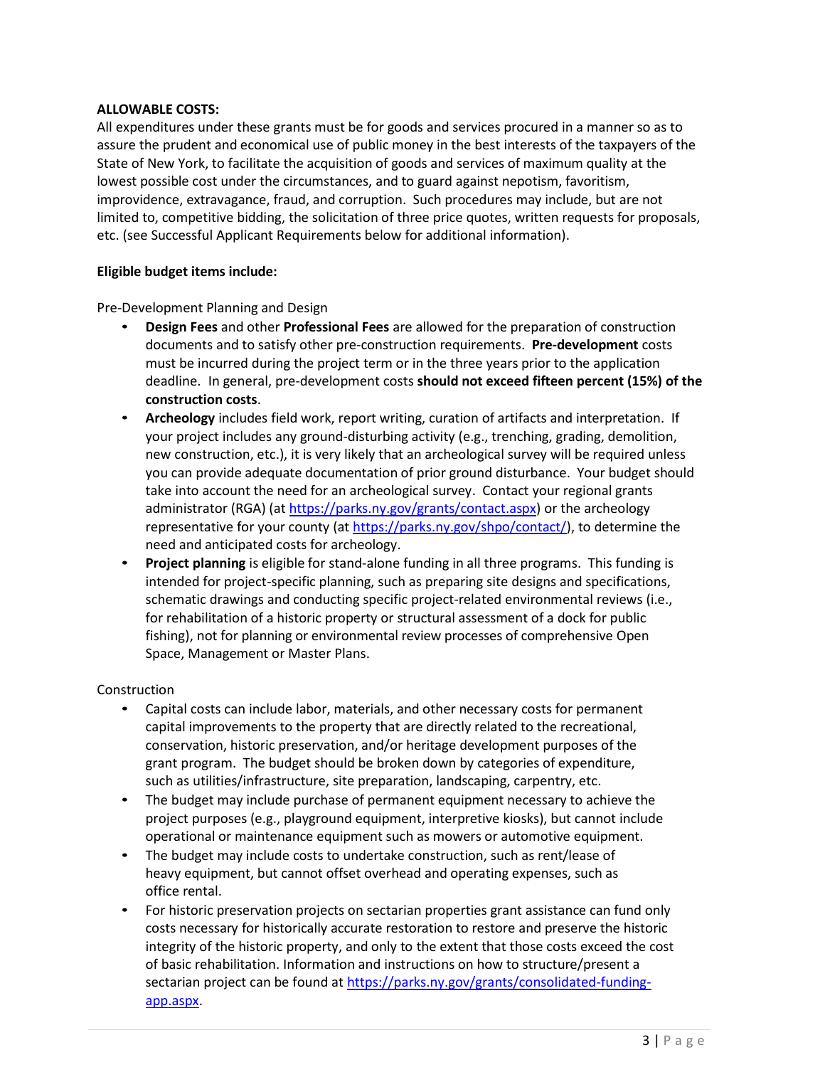**ALLOWABLE COSTS:**
All expenditures under these grants must be for goods and services procured in a manner so as to assure the prudent and economical use of public money in the best interests of the taxpayers of the State of New York, to facilitate the acquisition of goods and services of maximum quality at the lowest possible cost under the circumstances, and to guard against nepotism, favoritism, improvidence, extravagance, fraud, and corruption. Such procedures may include, but are not limited to, competitive bidding, the solicitation of three price quotes, written requests for proposals, etc. (see Successful Applicant Requirements below for additional information).

**Eligible budget items include:**

Pre-Development Planning and Design

- **Design Fees** and other **Professional Fees** are allowed for the preparation of construction documents and to satisfy other pre-construction requirements. **Pre-development** costs must be incurred during the project term or in the three years prior to the application deadline. In general, pre-development costs **should not exceed fifteen percent (15%) of the construction costs**.
- **Archeology** includes field work, report writing, curation of artifacts and interpretation. If your project includes any ground-disturbing activity (e.g., trenching, grading, demolition, new construction, etc.), it is very likely that an archeological survey will be required unless you can provide adequate documentation of prior ground disturbance. Your budget should take into account the need for an archeological survey. Contact your regional grants administrator (RGA) (at https://parks.ny.gov/grants/contact.aspx) or the archeology representative for your county (at https://parks.ny.gov/shpo/contact/), to determine the need and anticipated costs for archeology.
- **Project planning** is eligible for stand-alone funding in all three programs. This funding is intended for project-specific planning, such as preparing site designs and specifications, schematic drawings and conducting specific project-related environmental reviews (i.e., for rehabilitation of a historic property or structural assessment of a dock for public fishing), not for planning or environmental review processes of comprehensive Open Space, Management or Master Plans.

Construction

- Capital costs can include labor, materials, and other necessary costs for permanent capital improvements to the property that are directly related to the recreational, conservation, historic preservation, and/or heritage development purposes of the grant program. The budget should be broken down by categories of expenditure, such as utilities/infrastructure, site preparation, landscaping, carpentry, etc.
- The budget may include purchase of permanent equipment necessary to achieve the project purposes (e.g., playground equipment, interpretive kiosks), but cannot include operational or maintenance equipment such as mowers or automotive equipment.
- The budget may include costs to undertake construction, such as rent/lease of heavy equipment, but cannot offset overhead and operating expenses, such as office rental.
- For historic preservation projects on sectarian properties grant assistance can fund only costs necessary for historically accurate restoration to restore and preserve the historic integrity of the historic property, and only to the extent that those costs exceed the cost of basic rehabilitation. Information and instructions on how to structure/present a sectarian project can be found at https://parks.ny.gov/grants/consolidated-funding-app.aspx.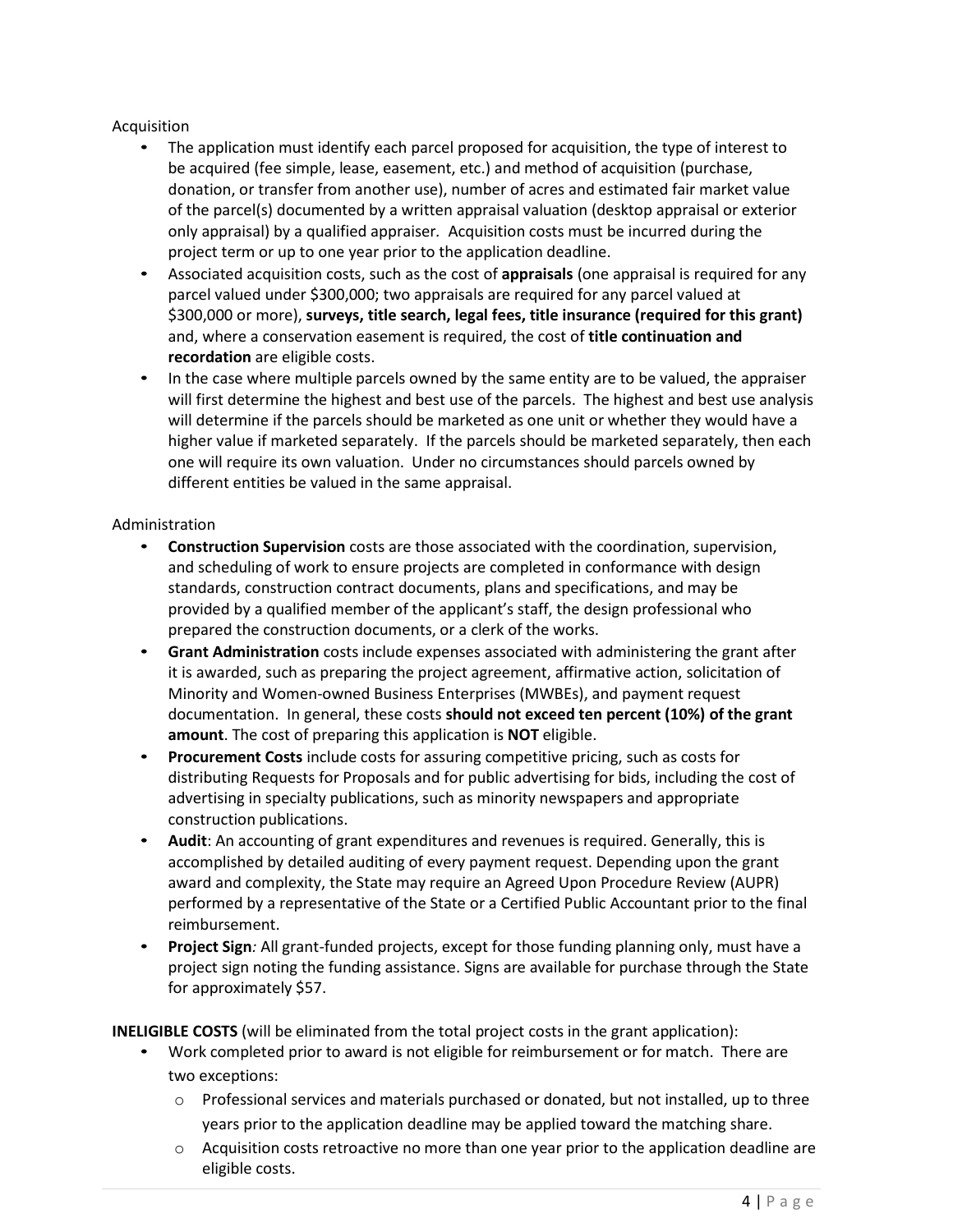Acquisition

- The application must identify each parcel proposed for acquisition, the type of interest to be acquired (fee simple, lease, easement, etc.) and method of acquisition (purchase, donation, or transfer from another use), number of acres and estimated fair market value of the parcel(s) documented by a written appraisal valuation (desktop appraisal or exterior only appraisal) by a qualified appraiser. Acquisition costs must be incurred during the project term or up to one year prior to the application deadline.
- Associated acquisition costs, such as the cost of **appraisals** (one appraisal is required for any parcel valued under $300,000; two appraisals are required for any parcel valued at $300,000 or more), **surveys, title search, legal fees, title insurance (required for this grant)** and, where a conservation easement is required, the cost of **title continuation and recordation** are eligible costs.
- In the case where multiple parcels owned by the same entity are to be valued, the appraiser will first determine the highest and best use of the parcels. The highest and best use analysis will determine if the parcels should be marketed as one unit or whether they would have a higher value if marketed separately. If the parcels should be marketed separately, then each one will require its own valuation. Under no circumstances should parcels owned by different entities be valued in the same appraisal.

Administration

- **Construction Supervision** costs are those associated with the coordination, supervision, and scheduling of work to ensure projects are completed in conformance with design standards, construction contract documents, plans and specifications, and may be provided by a qualified member of the applicant's staff, the design professional who prepared the construction documents, or a clerk of the works.
- **Grant Administration** costs include expenses associated with administering the grant after it is awarded, such as preparing the project agreement, affirmative action, solicitation of Minority and Women-owned Business Enterprises (MWBEs), and payment request documentation. In general, these costs **should not exceed ten percent (10%) of the grant amount**. The cost of preparing this application is **NOT** eligible.
- **Procurement Costs** include costs for assuring competitive pricing, such as costs for distributing Requests for Proposals and for public advertising for bids, including the cost of advertising in specialty publications, such as minority newspapers and appropriate construction publications.
- **Audit**: An accounting of grant expenditures and revenues is required. Generally, this is accomplished by detailed auditing of every payment request. Depending upon the grant award and complexity, the State may require an Agreed Upon Procedure Review (AUPR) performed by a representative of the State or a Certified Public Accountant prior to the final reimbursement.
- **Project Sign***:* All grant-funded projects, except for those funding planning only, must have a project sign noting the funding assistance. Signs are available for purchase through the State for approximately $57.

**INELIGIBLE COSTS** (will be eliminated from the total project costs in the grant application):

- Work completed prior to award is not eligible for reimbursement or for match. There are two exceptions:
  - Professional services and materials purchased or donated, but not installed, up to three years prior to the application deadline may be applied toward the matching share.
  - Acquisition costs retroactive no more than one year prior to the application deadline are eligible costs.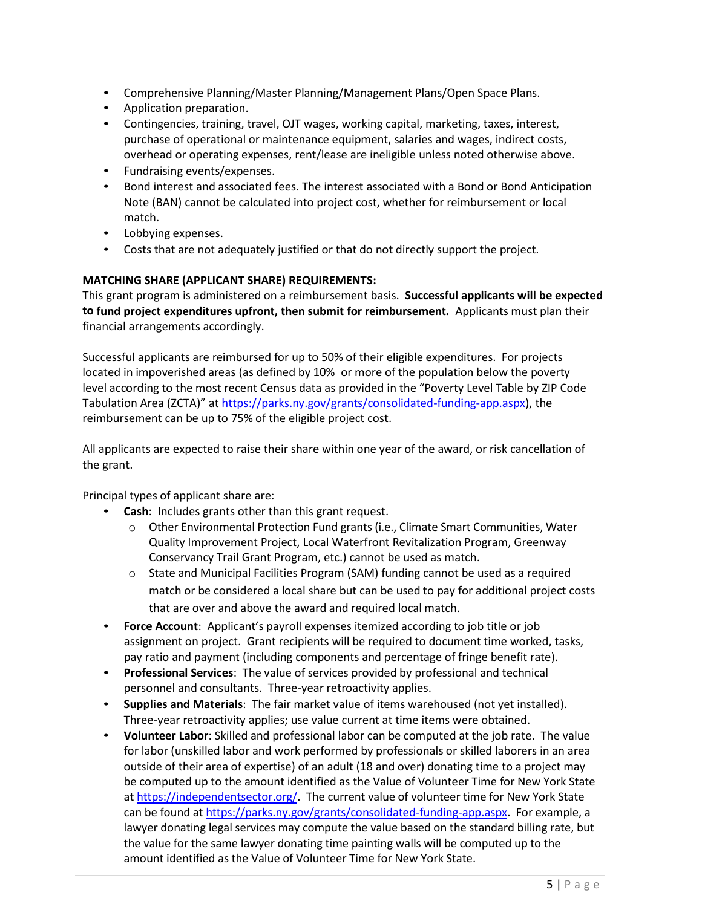- Comprehensive Planning/Master Planning/Management Plans/Open Space Plans.
- Application preparation.
- Contingencies, training, travel, OJT wages, working capital, marketing, taxes, interest, purchase of operational or maintenance equipment, salaries and wages, indirect costs, overhead or operating expenses, rent/lease are ineligible unless noted otherwise above.
- Fundraising events/expenses.
- Bond interest and associated fees. The interest associated with a Bond or Bond Anticipation Note (BAN) cannot be calculated into project cost, whether for reimbursement or local match.
- Lobbying expenses.
- Costs that are not adequately justified or that do not directly support the project.

**MATCHING SHARE (APPLICANT SHARE) REQUIREMENTS:**

This grant program is administered on a reimbursement basis. **Successful applicants will be expected to fund project expenditures upfront, then submit for reimbursement.** Applicants must plan their financial arrangements accordingly.

Successful applicants are reimbursed for up to 50% of their eligible expenditures. For projects located in impoverished areas (as defined by 10% or more of the population below the poverty level according to the most recent Census data as provided in the "Poverty Level Table by ZIP Code Tabulation Area (ZCTA)" at https://parks.ny.gov/grants/consolidated-funding-app.aspx), the reimbursement can be up to 75% of the eligible project cost.

All applicants are expected to raise their share within one year of the award, or risk cancellation of the grant.

Principal types of applicant share are:

- **Cash**: Includes grants other than this grant request.
  - Other Environmental Protection Fund grants (i.e., Climate Smart Communities, Water Quality Improvement Project, Local Waterfront Revitalization Program, Greenway Conservancy Trail Grant Program, etc.) cannot be used as match.
  - State and Municipal Facilities Program (SAM) funding cannot be used as a required match or be considered a local share but can be used to pay for additional project costs that are over and above the award and required local match.
- **Force Account**: Applicant's payroll expenses itemized according to job title or job assignment on project. Grant recipients will be required to document time worked, tasks, pay ratio and payment (including components and percentage of fringe benefit rate).
- **Professional Services**: The value of services provided by professional and technical personnel and consultants. Three-year retroactivity applies.
- **Supplies and Materials**: The fair market value of items warehoused (not yet installed). Three-year retroactivity applies; use value current at time items were obtained.
- **Volunteer Labor**: Skilled and professional labor can be computed at the job rate. The value for labor (unskilled labor and work performed by professionals or skilled laborers in an area outside of their area of expertise) of an adult (18 and over) donating time to a project may be computed up to the amount identified as the Value of Volunteer Time for New York State at https://independentsector.org/. The current value of volunteer time for New York State can be found at https://parks.ny.gov/grants/consolidated-funding-app.aspx. For example, a lawyer donating legal services may compute the value based on the standard billing rate, but the value for the same lawyer donating time painting walls will be computed up to the amount identified as the Value of Volunteer Time for New York State.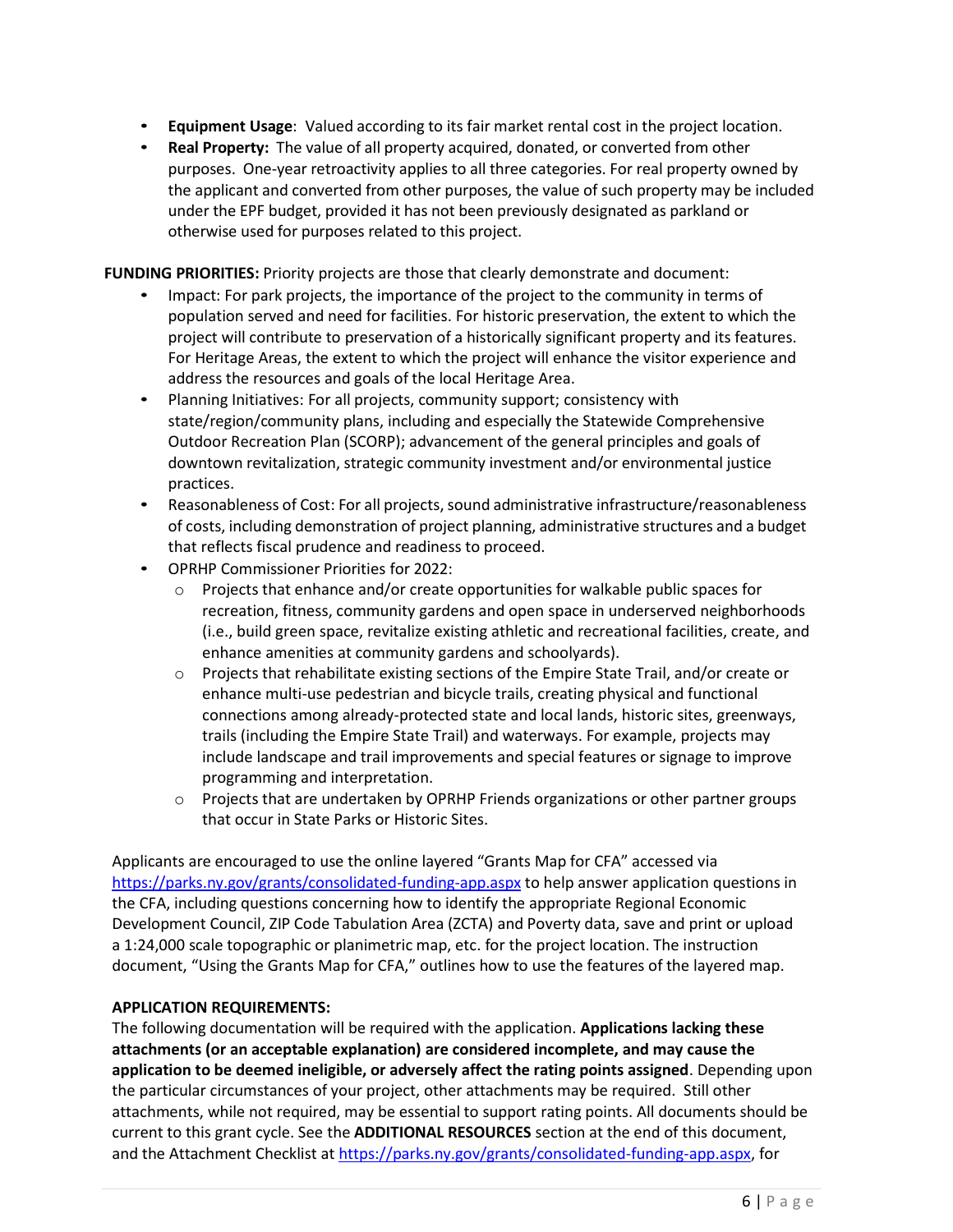- **Equipment Usage**: Valued according to its fair market rental cost in the project location.
- **Real Property:** The value of all property acquired, donated, or converted from other purposes. One-year retroactivity applies to all three categories. For real property owned by the applicant and converted from other purposes, the value of such property may be included under the EPF budget, provided it has not been previously designated as parkland or otherwise used for purposes related to this project.

**FUNDING PRIORITIES:** Priority projects are those that clearly demonstrate and document:

- Impact: For park projects, the importance of the project to the community in terms of population served and need for facilities. For historic preservation, the extent to which the project will contribute to preservation of a historically significant property and its features. For Heritage Areas, the extent to which the project will enhance the visitor experience and address the resources and goals of the local Heritage Area.
- Planning Initiatives: For all projects, community support; consistency with state/region/community plans, including and especially the Statewide Comprehensive Outdoor Recreation Plan (SCORP); advancement of the general principles and goals of downtown revitalization, strategic community investment and/or environmental justice practices.
- Reasonableness of Cost: For all projects, sound administrative infrastructure/reasonableness of costs, including demonstration of project planning, administrative structures and a budget that reflects fiscal prudence and readiness to proceed.
- OPRHP Commissioner Priorities for 2022:
  - Projects that enhance and/or create opportunities for walkable public spaces for recreation, fitness, community gardens and open space in underserved neighborhoods (i.e., build green space, revitalize existing athletic and recreational facilities, create, and enhance amenities at community gardens and schoolyards).
  - Projects that rehabilitate existing sections of the Empire State Trail, and/or create or enhance multi-use pedestrian and bicycle trails, creating physical and functional connections among already-protected state and local lands, historic sites, greenways, trails (including the Empire State Trail) and waterways. For example, projects may include landscape and trail improvements and special features or signage to improve programming and interpretation.
  - Projects that are undertaken by OPRHP Friends organizations or other partner groups that occur in State Parks or Historic Sites.

Applicants are encouraged to use the online layered "Grants Map for CFA" accessed via https://parks.ny.gov/grants/consolidated-funding-app.aspx to help answer application questions in the CFA, including questions concerning how to identify the appropriate Regional Economic Development Council, ZIP Code Tabulation Area (ZCTA) and Poverty data, save and print or upload a 1:24,000 scale topographic or planimetric map, etc. for the project location. The instruction document, "Using the Grants Map for CFA," outlines how to use the features of the layered map.

**APPLICATION REQUIREMENTS:**

The following documentation will be required with the application. **Applications lacking these attachments (or an acceptable explanation) are considered incomplete, and may cause the application to be deemed ineligible, or adversely affect the rating points assigned**. Depending upon the particular circumstances of your project, other attachments may be required. Still other attachments, while not required, may be essential to support rating points. All documents should be current to this grant cycle. See the **ADDITIONAL RESOURCES** section at the end of this document, and the Attachment Checklist at https://parks.ny.gov/grants/consolidated-funding-app.aspx, for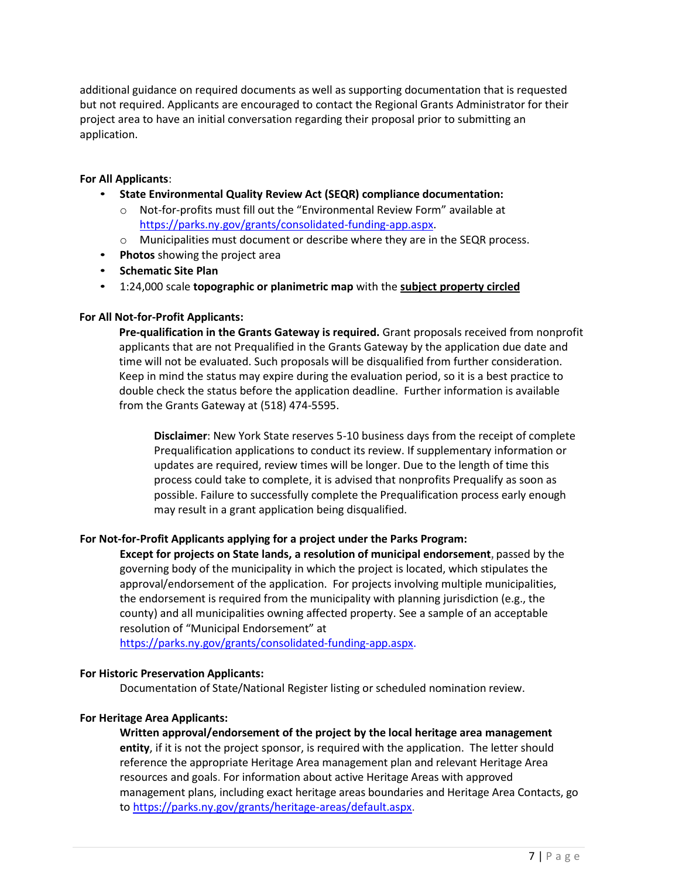additional guidance on required documents as well as supporting documentation that is requested but not required. Applicants are encouraged to contact the Regional Grants Administrator for their project area to have an initial conversation regarding their proposal prior to submitting an application.

**For All Applicants**:

- **State Environmental Quality Review Act (SEQR) compliance documentation:**
  - Not-for-profits must fill out the "Environmental Review Form" available at https://parks.ny.gov/grants/consolidated-funding-app.aspx.
  - Municipalities must document or describe where they are in the SEQR process.
- **Photos** showing the project area
- **Schematic Site Plan**
- 1:24,000 scale **topographic or planimetric map** with the **subject property circled**

**For All Not-for-Profit Applicants:**

**Pre-qualification in the Grants Gateway is required.** Grant proposals received from nonprofit applicants that are not Prequalified in the Grants Gateway by the application due date and time will not be evaluated. Such proposals will be disqualified from further consideration. Keep in mind the status may expire during the evaluation period, so it is a best practice to double check the status before the application deadline. Further information is available from the Grants Gateway at (518) 474-5595.

> **Disclaimer**: New York State reserves 5-10 business days from the receipt of complete Prequalification applications to conduct its review. If supplementary information or updates are required, review times will be longer. Due to the length of time this process could take to complete, it is advised that nonprofits Prequalify as soon as possible. Failure to successfully complete the Prequalification process early enough may result in a grant application being disqualified.

**For Not-for-Profit Applicants applying for a project under the Parks Program:**

**Except for projects on State lands, a resolution of municipal endorsement**, passed by the governing body of the municipality in which the project is located, which stipulates the approval/endorsement of the application. For projects involving multiple municipalities, the endorsement is required from the municipality with planning jurisdiction (e.g., the county) and all municipalities owning affected property. See a sample of an acceptable resolution of "Municipal Endorsement" at https://parks.ny.gov/grants/consolidated-funding-app.aspx.

**For Historic Preservation Applicants:**

Documentation of State/National Register listing or scheduled nomination review.

**For Heritage Area Applicants:**

**Written approval/endorsement of the project by the local heritage area management entity**, if it is not the project sponsor, is required with the application. The letter should reference the appropriate Heritage Area management plan and relevant Heritage Area resources and goals. For information about active Heritage Areas with approved management plans, including exact heritage areas boundaries and Heritage Area Contacts, go to https://parks.ny.gov/grants/heritage-areas/default.aspx.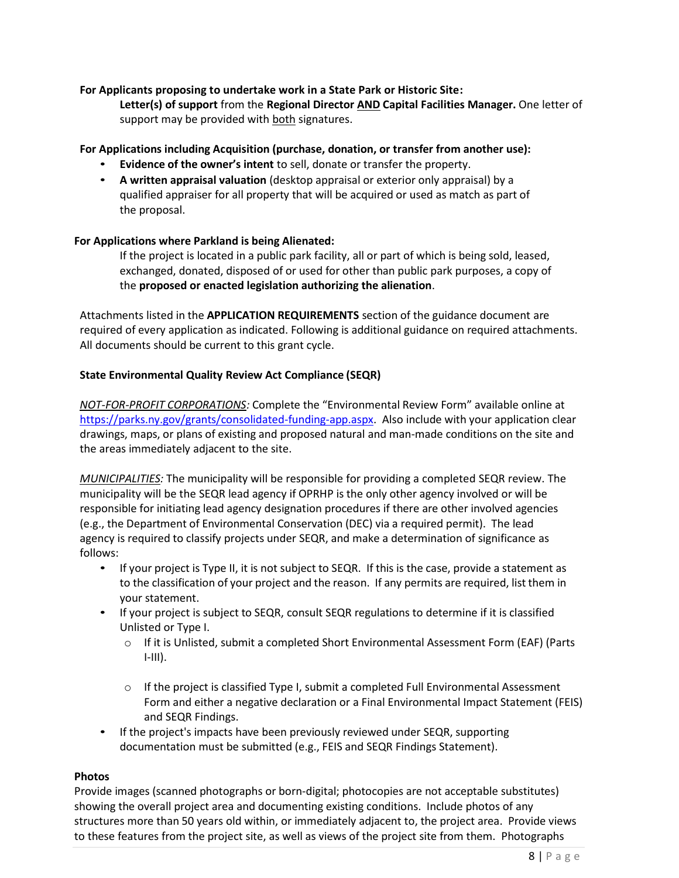**For Applicants proposing to undertake work in a State Park or Historic Site:**

**Letter(s) of support** from the **Regional Director AND Capital Facilities Manager.** One letter of support may be provided with both signatures.

**For Applications including Acquisition (purchase, donation, or transfer from another use):**

- **Evidence of the owner's intent** to sell, donate or transfer the property.
- **A written appraisal valuation** (desktop appraisal or exterior only appraisal) by a qualified appraiser for all property that will be acquired or used as match as part of the proposal.

**For Applications where Parkland is being Alienated:**

If the project is located in a public park facility, all or part of which is being sold, leased, exchanged, donated, disposed of or used for other than public park purposes, a copy of the **proposed or enacted legislation authorizing the alienation**.

Attachments listed in the **APPLICATION REQUIREMENTS** section of the guidance document are required of every application as indicated. Following is additional guidance on required attachments. All documents should be current to this grant cycle.

**State Environmental Quality Review Act Compliance (SEQR)**

*NOT-FOR-PROFIT CORPORATIONS:* Complete the "Environmental Review Form" available online at https://parks.ny.gov/grants/consolidated-funding-app.aspx. Also include with your application clear drawings, maps, or plans of existing and proposed natural and man-made conditions on the site and the areas immediately adjacent to the site.

*MUNICIPALITIES:* The municipality will be responsible for providing a completed SEQR review. The municipality will be the SEQR lead agency if OPRHP is the only other agency involved or will be responsible for initiating lead agency designation procedures if there are other involved agencies (e.g., the Department of Environmental Conservation (DEC) via a required permit). The lead agency is required to classify projects under SEQR, and make a determination of significance as follows:

- If your project is Type II, it is not subject to SEQR. If this is the case, provide a statement as to the classification of your project and the reason. If any permits are required, list them in your statement.
- If your project is subject to SEQR, consult SEQR regulations to determine if it is classified Unlisted or Type I.
  - If it is Unlisted, submit a completed Short Environmental Assessment Form (EAF) (Parts I-III).
  - If the project is classified Type I, submit a completed Full Environmental Assessment Form and either a negative declaration or a Final Environmental Impact Statement (FEIS) and SEQR Findings.
- If the project's impacts have been previously reviewed under SEQR, supporting documentation must be submitted (e.g., FEIS and SEQR Findings Statement).

**Photos**

Provide images (scanned photographs or born-digital; photocopies are not acceptable substitutes) showing the overall project area and documenting existing conditions. Include photos of any structures more than 50 years old within, or immediately adjacent to, the project area. Provide views to these features from the project site, as well as views of the project site from them. Photographs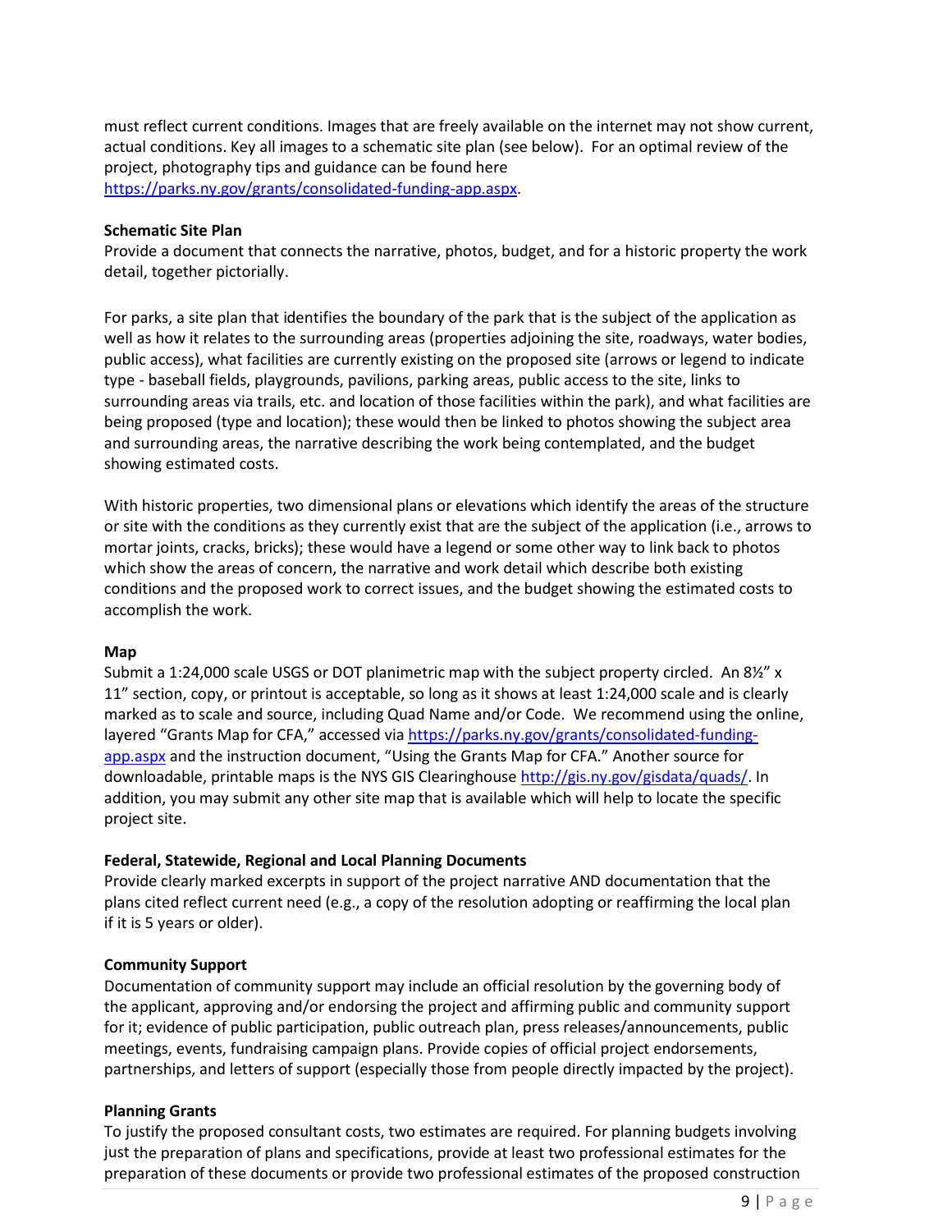must reflect current conditions. Images that are freely available on the internet may not show current, actual conditions. Key all images to a schematic site plan (see below). For an optimal review of the project, photography tips and guidance can be found here https://parks.ny.gov/grants/consolidated-funding-app.aspx.

**Schematic Site Plan**

Provide a document that connects the narrative, photos, budget, and for a historic property the work detail, together pictorially.

For parks, a site plan that identifies the boundary of the park that is the subject of the application as well as how it relates to the surrounding areas (properties adjoining the site, roadways, water bodies, public access), what facilities are currently existing on the proposed site (arrows or legend to indicate type - baseball fields, playgrounds, pavilions, parking areas, public access to the site, links to surrounding areas via trails, etc. and location of those facilities within the park), and what facilities are being proposed (type and location); these would then be linked to photos showing the subject area and surrounding areas, the narrative describing the work being contemplated, and the budget showing estimated costs.

With historic properties, two dimensional plans or elevations which identify the areas of the structure or site with the conditions as they currently exist that are the subject of the application (i.e., arrows to mortar joints, cracks, bricks); these would have a legend or some other way to link back to photos which show the areas of concern, the narrative and work detail which describe both existing conditions and the proposed work to correct issues, and the budget showing the estimated costs to accomplish the work.

**Map**

Submit a 1:24,000 scale USGS or DOT planimetric map with the subject property circled. An 8½" x 11" section, copy, or printout is acceptable, so long as it shows at least 1:24,000 scale and is clearly marked as to scale and source, including Quad Name and/or Code. We recommend using the online, layered "Grants Map for CFA," accessed via https://parks.ny.gov/grants/consolidated-funding-app.aspx and the instruction document, "Using the Grants Map for CFA." Another source for downloadable, printable maps is the NYS GIS Clearinghouse http://gis.ny.gov/gisdata/quads/. In addition, you may submit any other site map that is available which will help to locate the specific project site.

**Federal, Statewide, Regional and Local Planning Documents**

Provide clearly marked excerpts in support of the project narrative AND documentation that the plans cited reflect current need (e.g., a copy of the resolution adopting or reaffirming the local plan if it is 5 years or older).

**Community Support**

Documentation of community support may include an official resolution by the governing body of the applicant, approving and/or endorsing the project and affirming public and community support for it; evidence of public participation, public outreach plan, press releases/announcements, public meetings, events, fundraising campaign plans. Provide copies of official project endorsements, partnerships, and letters of support (especially those from people directly impacted by the project).

**Planning Grants**

To justify the proposed consultant costs, two estimates are required. For planning budgets involving just the preparation of plans and specifications, provide at least two professional estimates for the preparation of these documents or provide two professional estimates of the proposed construction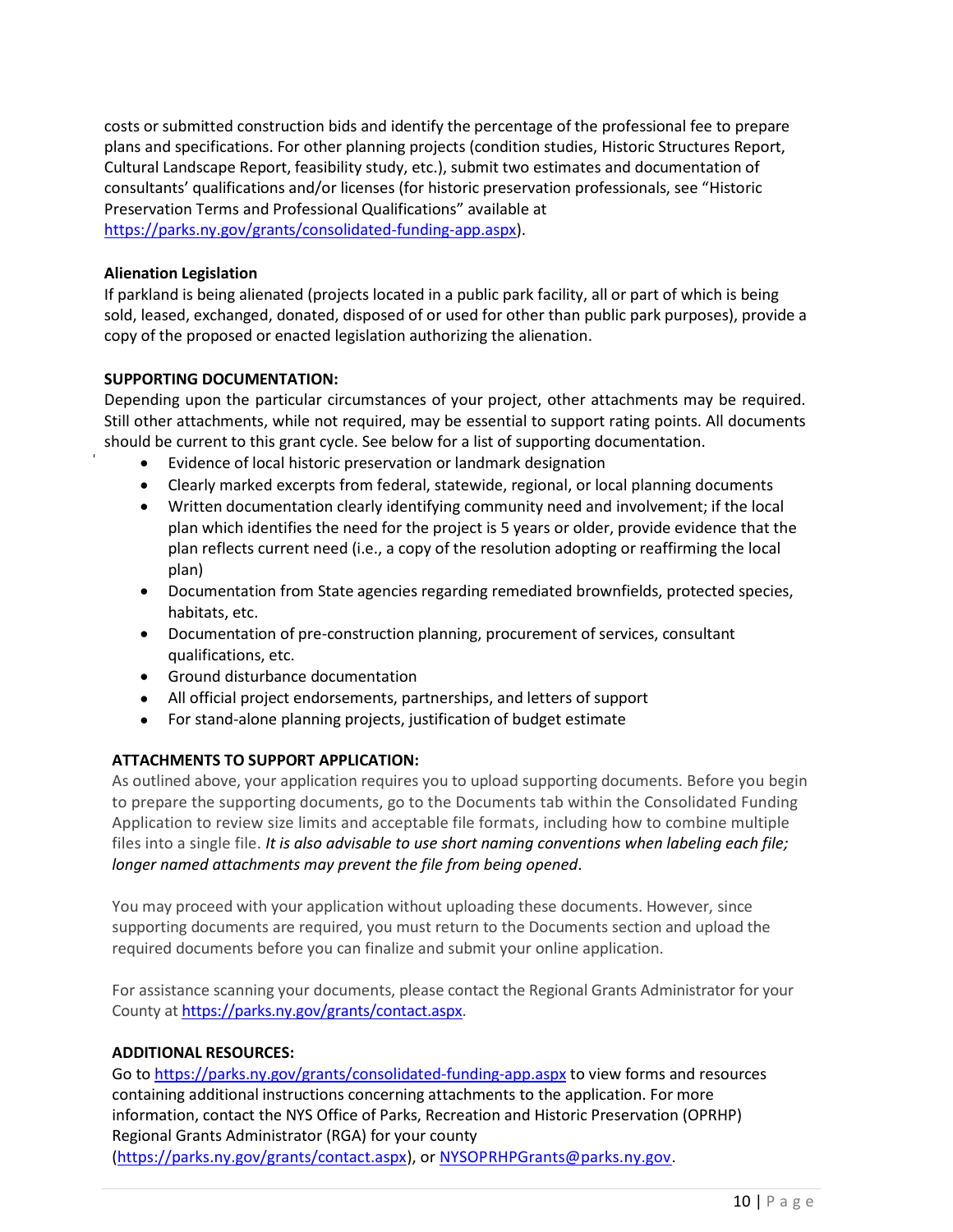costs or submitted construction bids and identify the percentage of the professional fee to prepare plans and specifications. For other planning projects (condition studies, Historic Structures Report, Cultural Landscape Report, feasibility study, etc.), submit two estimates and documentation of consultants' qualifications and/or licenses (for historic preservation professionals, see "Historic Preservation Terms and Professional Qualifications" available at https://parks.ny.gov/grants/consolidated-funding-app.aspx).

**Alienation Legislation**

If parkland is being alienated (projects located in a public park facility, all or part of which is being sold, leased, exchanged, donated, disposed of or used for other than public park purposes), provide a copy of the proposed or enacted legislation authorizing the alienation.

**SUPPORTING DOCUMENTATION:**

Depending upon the particular circumstances of your project, other attachments may be required. Still other attachments, while not required, may be essential to support rating points. All documents should be current to this grant cycle. See below for a list of supporting documentation.

- Evidence of local historic preservation or landmark designation
- Clearly marked excerpts from federal, statewide, regional, or local planning documents
- Written documentation clearly identifying community need and involvement; if the local plan which identifies the need for the project is 5 years or older, provide evidence that the plan reflects current need (i.e., a copy of the resolution adopting or reaffirming the local plan)
- Documentation from State agencies regarding remediated brownfields, protected species, habitats, etc.
- Documentation of pre-construction planning, procurement of services, consultant qualifications, etc.
- Ground disturbance documentation
- All official project endorsements, partnerships, and letters of support
- For stand-alone planning projects, justification of budget estimate

**ATTACHMENTS TO SUPPORT APPLICATION:**

As outlined above, your application requires you to upload supporting documents. Before you begin to prepare the supporting documents, go to the Documents tab within the Consolidated Funding Application to review size limits and acceptable file formats, including how to combine multiple files into a single file. *It is also advisable to use short naming conventions when labeling each file; longer named attachments may prevent the file from being opened*.

You may proceed with your application without uploading these documents. However, since supporting documents are required, you must return to the Documents section and upload the required documents before you can finalize and submit your online application.

For assistance scanning your documents, please contact the Regional Grants Administrator for your County at https://parks.ny.gov/grants/contact.aspx.

**ADDITIONAL RESOURCES:**

Go to https://parks.ny.gov/grants/consolidated-funding-app.aspx to view forms and resources containing additional instructions concerning attachments to the application. For more information, contact the NYS Office of Parks, Recreation and Historic Preservation (OPRHP) Regional Grants Administrator (RGA) for your county (https://parks.ny.gov/grants/contact.aspx), or NYSOPRHPGrants@parks.ny.gov.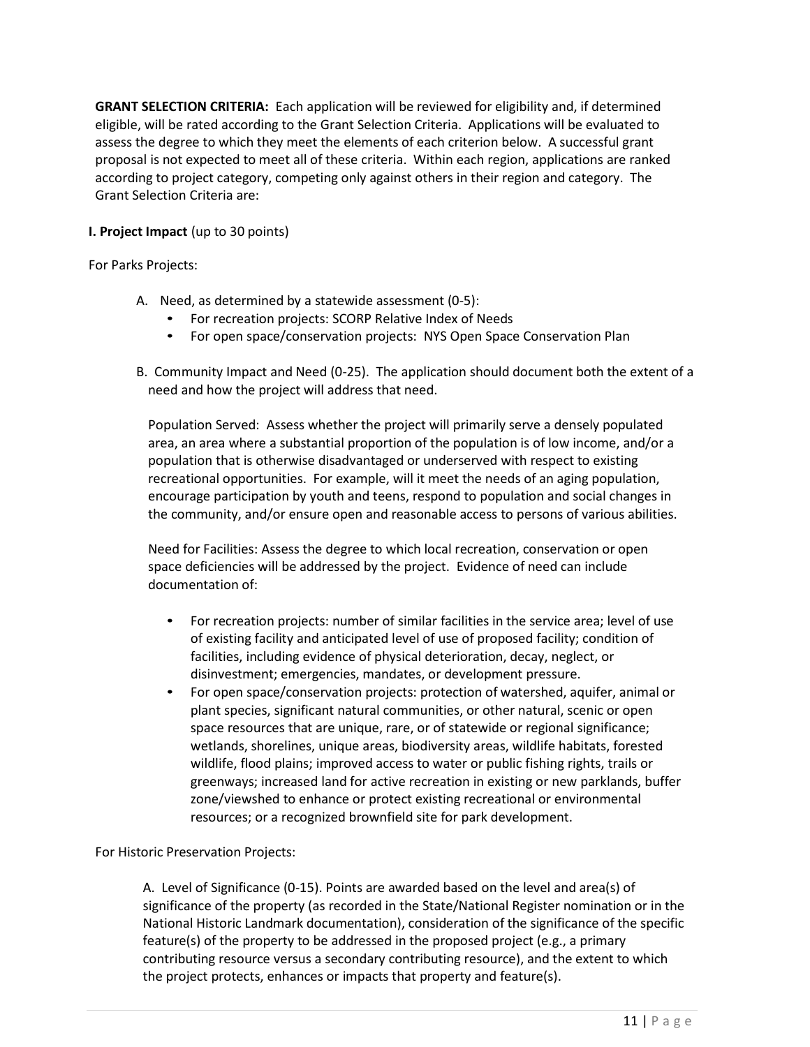**GRANT SELECTION CRITERIA:** Each application will be reviewed for eligibility and, if determined eligible, will be rated according to the Grant Selection Criteria. Applications will be evaluated to assess the degree to which they meet the elements of each criterion below. A successful grant proposal is not expected to meet all of these criteria. Within each region, applications are ranked according to project category, competing only against others in their region and category. The Grant Selection Criteria are:

**I. Project Impact** (up to 30 points)

For Parks Projects:

A. Need, as determined by a statewide assessment (0-5):
   - For recreation projects: SCORP Relative Index of Needs
   - For open space/conservation projects: NYS Open Space Conservation Plan

B. Community Impact and Need (0-25). The application should document both the extent of a need and how the project will address that need.

   Population Served: Assess whether the project will primarily serve a densely populated area, an area where a substantial proportion of the population is of low income, and/or a population that is otherwise disadvantaged or underserved with respect to existing recreational opportunities. For example, will it meet the needs of an aging population, encourage participation by youth and teens, respond to population and social changes in the community, and/or ensure open and reasonable access to persons of various abilities.

   Need for Facilities: Assess the degree to which local recreation, conservation or open space deficiencies will be addressed by the project. Evidence of need can include documentation of:

   - For recreation projects: number of similar facilities in the service area; level of use of existing facility and anticipated level of use of proposed facility; condition of facilities, including evidence of physical deterioration, decay, neglect, or disinvestment; emergencies, mandates, or development pressure.
   - For open space/conservation projects: protection of watershed, aquifer, animal or plant species, significant natural communities, or other natural, scenic or open space resources that are unique, rare, or of statewide or regional significance; wetlands, shorelines, unique areas, biodiversity areas, wildlife habitats, forested wildlife, flood plains; improved access to water or public fishing rights, trails or greenways; increased land for active recreation in existing or new parklands, buffer zone/viewshed to enhance or protect existing recreational or environmental resources; or a recognized brownfield site for park development.

For Historic Preservation Projects:

A. Level of Significance (0-15). Points are awarded based on the level and area(s) of significance of the property (as recorded in the State/National Register nomination or in the National Historic Landmark documentation), consideration of the significance of the specific feature(s) of the property to be addressed in the proposed project (e.g., a primary contributing resource versus a secondary contributing resource), and the extent to which the project protects, enhances or impacts that property and feature(s).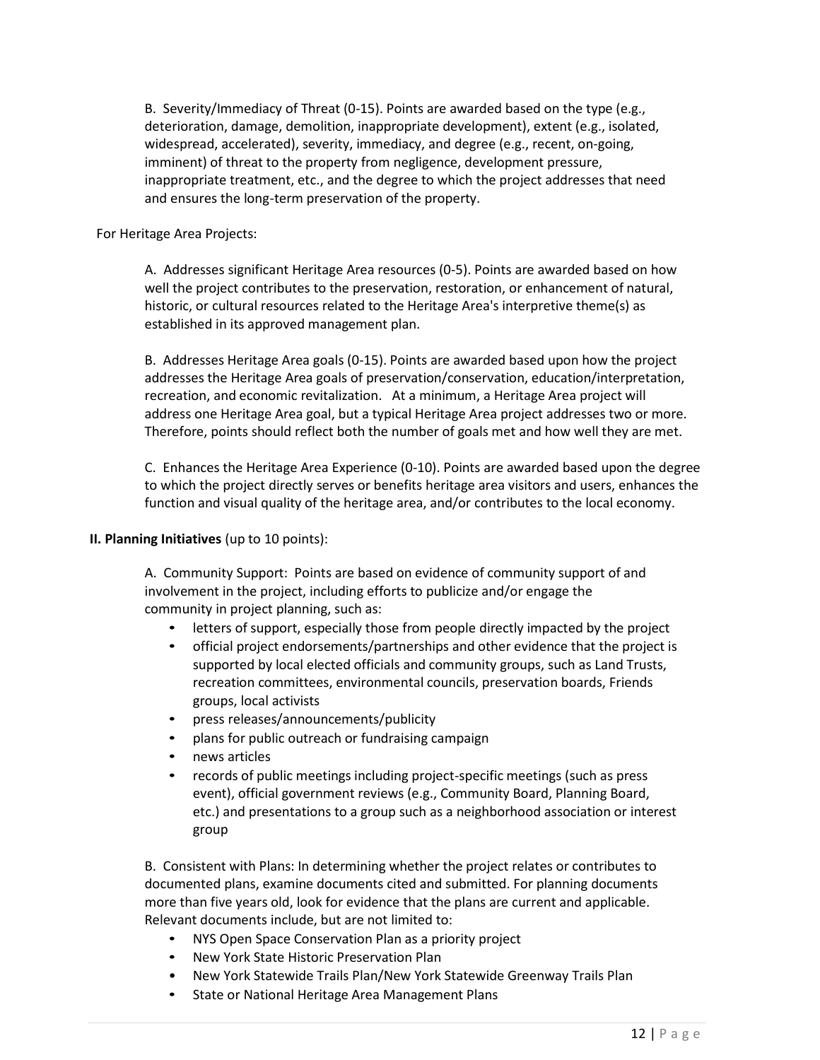B. Severity/Immediacy of Threat (0-15). Points are awarded based on the type (e.g., deterioration, damage, demolition, inappropriate development), extent (e.g., isolated, widespread, accelerated), severity, immediacy, and degree (e.g., recent, on-going, imminent) of threat to the property from negligence, development pressure, inappropriate treatment, etc., and the degree to which the project addresses that need and ensures the long-term preservation of the property.

For Heritage Area Projects:

A. Addresses significant Heritage Area resources (0-5). Points are awarded based on how well the project contributes to the preservation, restoration, or enhancement of natural, historic, or cultural resources related to the Heritage Area's interpretive theme(s) as established in its approved management plan.

B. Addresses Heritage Area goals (0-15). Points are awarded based upon how the project addresses the Heritage Area goals of preservation/conservation, education/interpretation, recreation, and economic revitalization. At a minimum, a Heritage Area project will address one Heritage Area goal, but a typical Heritage Area project addresses two or more. Therefore, points should reflect both the number of goals met and how well they are met.

C. Enhances the Heritage Area Experience (0-10). Points are awarded based upon the degree to which the project directly serves or benefits heritage area visitors and users, enhances the function and visual quality of the heritage area, and/or contributes to the local economy.

**II. Planning Initiatives** (up to 10 points):

A. Community Support: Points are based on evidence of community support of and involvement in the project, including efforts to publicize and/or engage the community in project planning, such as:

- letters of support, especially those from people directly impacted by the project
- official project endorsements/partnerships and other evidence that the project is supported by local elected officials and community groups, such as Land Trusts, recreation committees, environmental councils, preservation boards, Friends groups, local activists
- press releases/announcements/publicity
- plans for public outreach or fundraising campaign
- news articles
- records of public meetings including project-specific meetings (such as press event), official government reviews (e.g., Community Board, Planning Board, etc.) and presentations to a group such as a neighborhood association or interest group

B. Consistent with Plans: In determining whether the project relates or contributes to documented plans, examine documents cited and submitted. For planning documents more than five years old, look for evidence that the plans are current and applicable. Relevant documents include, but are not limited to:

- NYS Open Space Conservation Plan as a priority project
- New York State Historic Preservation Plan
- New York Statewide Trails Plan/New York Statewide Greenway Trails Plan
- State or National Heritage Area Management Plans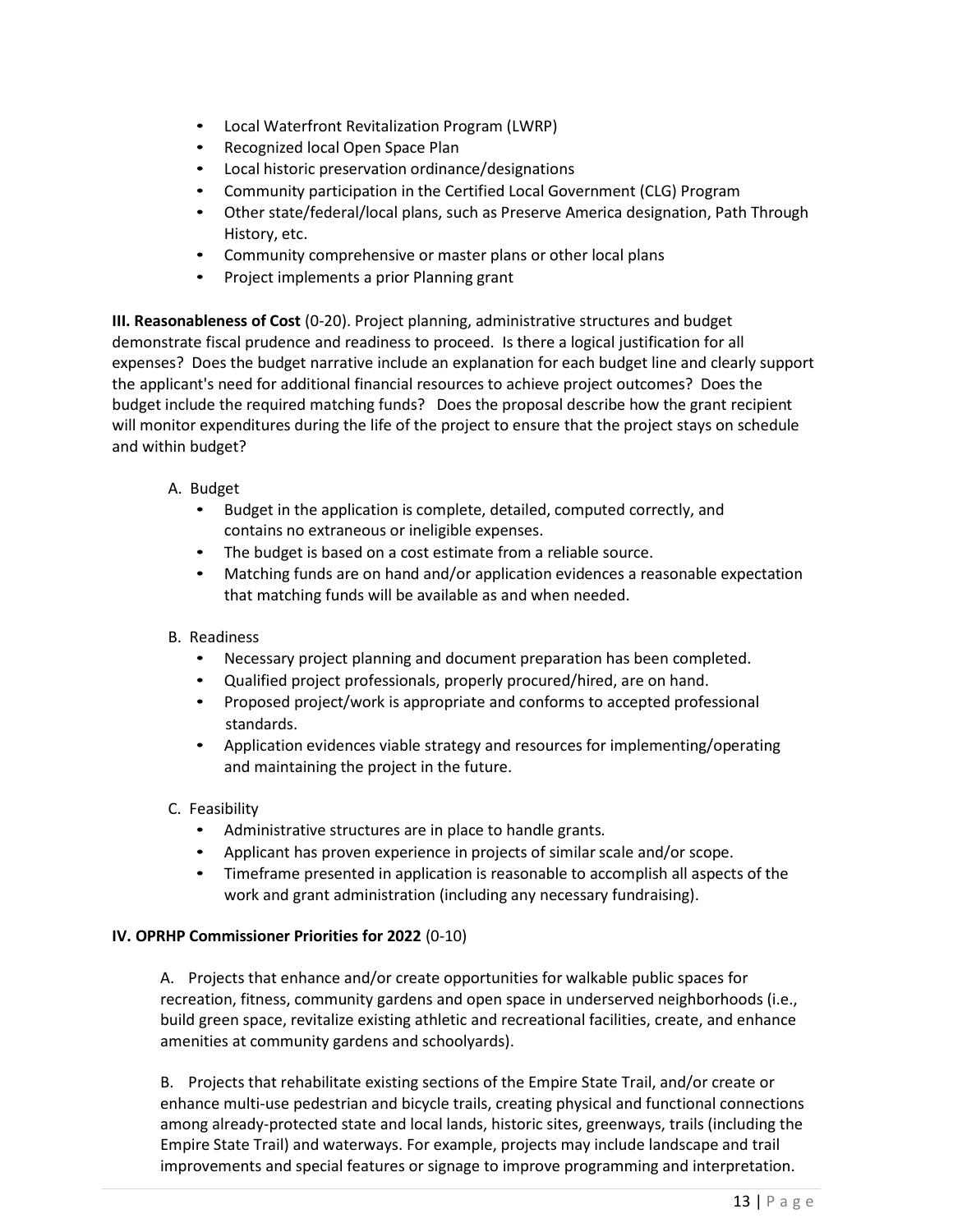- Local Waterfront Revitalization Program (LWRP)
- Recognized local Open Space Plan
- Local historic preservation ordinance/designations
- Community participation in the Certified Local Government (CLG) Program
- Other state/federal/local plans, such as Preserve America designation, Path Through History, etc.
- Community comprehensive or master plans or other local plans
- Project implements a prior Planning grant

**III. Reasonableness of Cost** (0-20). Project planning, administrative structures and budget demonstrate fiscal prudence and readiness to proceed. Is there a logical justification for all expenses? Does the budget narrative include an explanation for each budget line and clearly support the applicant's need for additional financial resources to achieve project outcomes? Does the budget include the required matching funds? Does the proposal describe how the grant recipient will monitor expenditures during the life of the project to ensure that the project stays on schedule and within budget?

A. Budget
   - Budget in the application is complete, detailed, computed correctly, and contains no extraneous or ineligible expenses.
   - The budget is based on a cost estimate from a reliable source.
   - Matching funds are on hand and/or application evidences a reasonable expectation that matching funds will be available as and when needed.

B. Readiness
   - Necessary project planning and document preparation has been completed.
   - Qualified project professionals, properly procured/hired, are on hand.
   - Proposed project/work is appropriate and conforms to accepted professional standards.
   - Application evidences viable strategy and resources for implementing/operating and maintaining the project in the future.

C. Feasibility
   - Administrative structures are in place to handle grants.
   - Applicant has proven experience in projects of similar scale and/or scope.
   - Timeframe presented in application is reasonable to accomplish all aspects of the work and grant administration (including any necessary fundraising).

**IV. OPRHP Commissioner Priorities for 2022** (0-10)

A. Projects that enhance and/or create opportunities for walkable public spaces for recreation, fitness, community gardens and open space in underserved neighborhoods (i.e., build green space, revitalize existing athletic and recreational facilities, create, and enhance amenities at community gardens and schoolyards).

B. Projects that rehabilitate existing sections of the Empire State Trail, and/or create or enhance multi-use pedestrian and bicycle trails, creating physical and functional connections among already-protected state and local lands, historic sites, greenways, trails (including the Empire State Trail) and waterways. For example, projects may include landscape and trail improvements and special features or signage to improve programming and interpretation.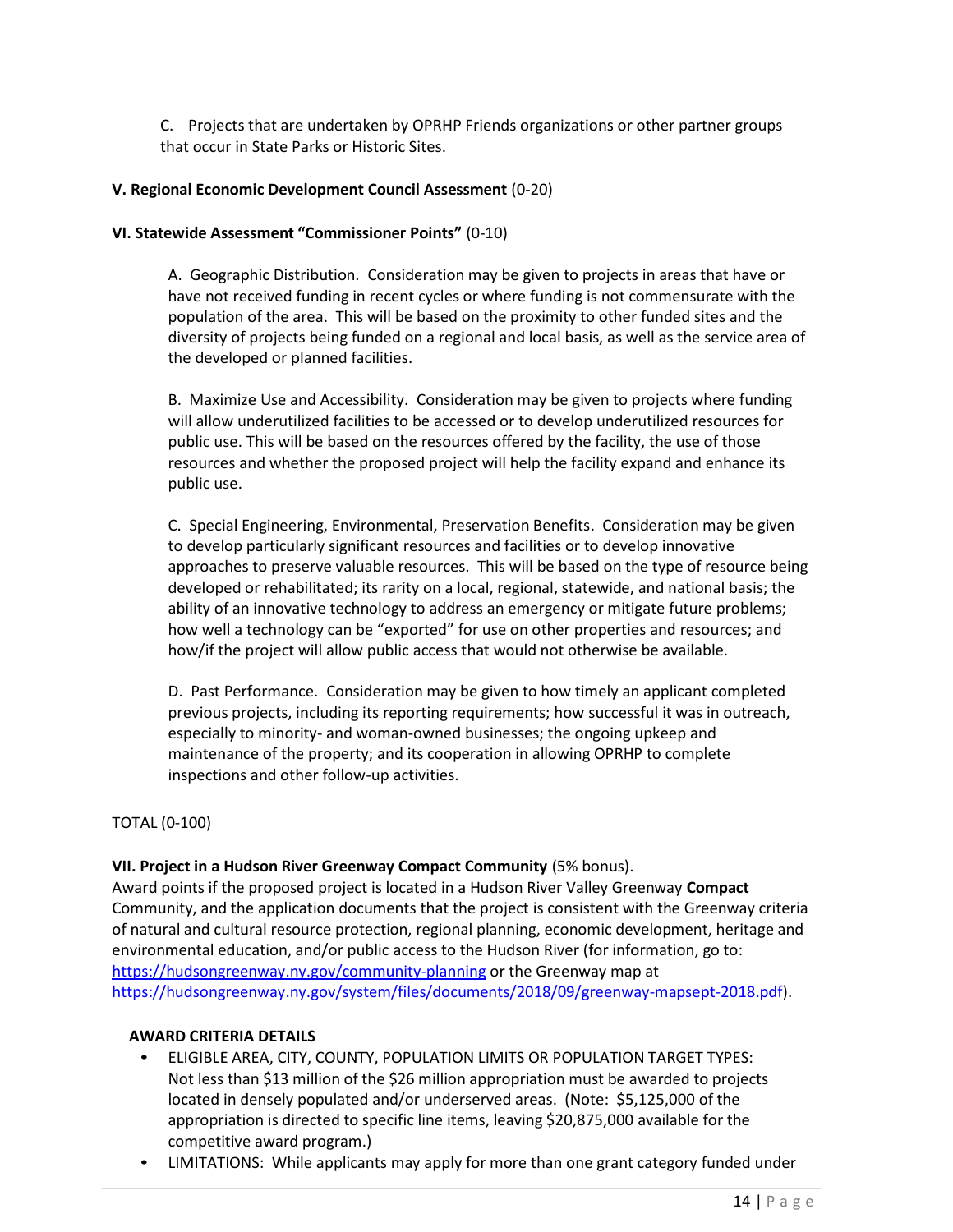C. Projects that are undertaken by OPRHP Friends organizations or other partner groups that occur in State Parks or Historic Sites.

**V. Regional Economic Development Council Assessment** (0-20)

**VI. Statewide Assessment "Commissioner Points"** (0-10)

A. Geographic Distribution. Consideration may be given to projects in areas that have or have not received funding in recent cycles or where funding is not commensurate with the population of the area. This will be based on the proximity to other funded sites and the diversity of projects being funded on a regional and local basis, as well as the service area of the developed or planned facilities.

B. Maximize Use and Accessibility. Consideration may be given to projects where funding will allow underutilized facilities to be accessed or to develop underutilized resources for public use. This will be based on the resources offered by the facility, the use of those resources and whether the proposed project will help the facility expand and enhance its public use.

C. Special Engineering, Environmental, Preservation Benefits. Consideration may be given to develop particularly significant resources and facilities or to develop innovative approaches to preserve valuable resources. This will be based on the type of resource being developed or rehabilitated; its rarity on a local, regional, statewide, and national basis; the ability of an innovative technology to address an emergency or mitigate future problems; how well a technology can be "exported" for use on other properties and resources; and how/if the project will allow public access that would not otherwise be available.

D. Past Performance. Consideration may be given to how timely an applicant completed previous projects, including its reporting requirements; how successful it was in outreach, especially to minority- and woman-owned businesses; the ongoing upkeep and maintenance of the property; and its cooperation in allowing OPRHP to complete inspections and other follow-up activities.

TOTAL (0-100)

**VII. Project in a Hudson River Greenway Compact Community** (5% bonus).
Award points if the proposed project is located in a Hudson River Valley Greenway **Compact** Community, and the application documents that the project is consistent with the Greenway criteria of natural and cultural resource protection, regional planning, economic development, heritage and environmental education, and/or public access to the Hudson River (for information, go to: https://hudsongreenway.ny.gov/community-planning or the Greenway map at https://hudsongreenway.ny.gov/system/files/documents/2018/09/greenway-mapsept-2018.pdf).

**AWARD CRITERIA DETAILS**

- ELIGIBLE AREA, CITY, COUNTY, POPULATION LIMITS OR POPULATION TARGET TYPES: Not less than $13 million of the $26 million appropriation must be awarded to projects located in densely populated and/or underserved areas. (Note: $5,125,000 of the appropriation is directed to specific line items, leaving $20,875,000 available for the competitive award program.)
- LIMITATIONS: While applicants may apply for more than one grant category funded under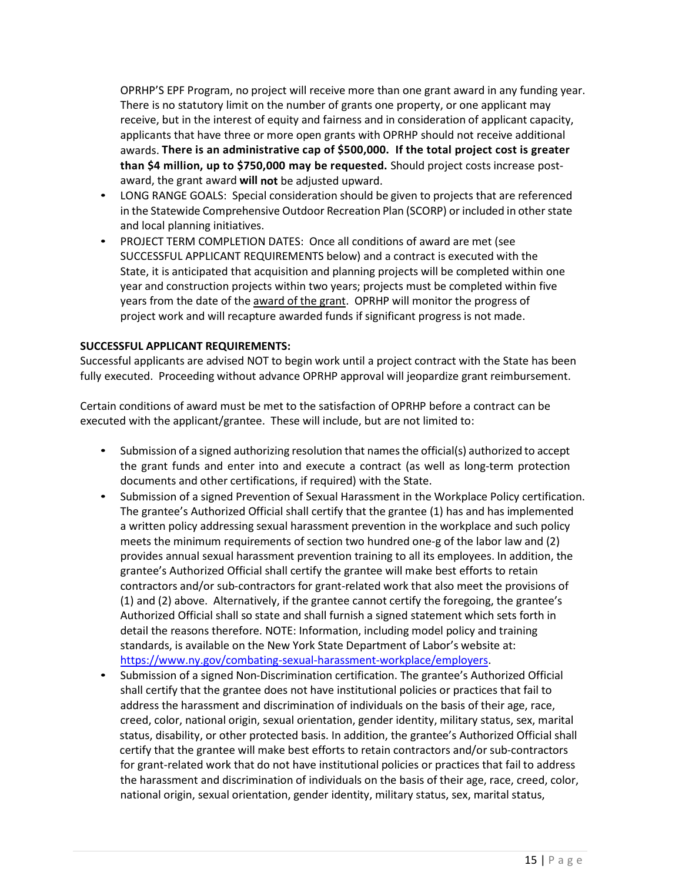OPRHP'S EPF Program, no project will receive more than one grant award in any funding year. There is no statutory limit on the number of grants one property, or one applicant may receive, but in the interest of equity and fairness and in consideration of applicant capacity, applicants that have three or more open grants with OPRHP should not receive additional awards. **There is an administrative cap of $500,000. If the total project cost is greater than $4 million, up to $750,000 may be requested.** Should project costs increase post-award, the grant award **will not** be adjusted upward.

- LONG RANGE GOALS: Special consideration should be given to projects that are referenced in the Statewide Comprehensive Outdoor Recreation Plan (SCORP) or included in other state and local planning initiatives.
- PROJECT TERM COMPLETION DATES: Once all conditions of award are met (see SUCCESSFUL APPLICANT REQUIREMENTS below) and a contract is executed with the State, it is anticipated that acquisition and planning projects will be completed within one year and construction projects within two years; projects must be completed within five years from the date of the award of the grant. OPRHP will monitor the progress of project work and will recapture awarded funds if significant progress is not made.

**SUCCESSFUL APPLICANT REQUIREMENTS:**

Successful applicants are advised NOT to begin work until a project contract with the State has been fully executed. Proceeding without advance OPRHP approval will jeopardize grant reimbursement.

Certain conditions of award must be met to the satisfaction of OPRHP before a contract can be executed with the applicant/grantee. These will include, but are not limited to:

- Submission of a signed authorizing resolution that names the official(s) authorized to accept the grant funds and enter into and execute a contract (as well as long-term protection documents and other certifications, if required) with the State.
- Submission of a signed Prevention of Sexual Harassment in the Workplace Policy certification. The grantee's Authorized Official shall certify that the grantee (1) has and has implemented a written policy addressing sexual harassment prevention in the workplace and such policy meets the minimum requirements of section two hundred one-g of the labor law and (2) provides annual sexual harassment prevention training to all its employees. In addition, the grantee's Authorized Official shall certify the grantee will make best efforts to retain contractors and/or sub-contractors for grant-related work that also meet the provisions of (1) and (2) above. Alternatively, if the grantee cannot certify the foregoing, the grantee's Authorized Official shall so state and shall furnish a signed statement which sets forth in detail the reasons therefore. NOTE: Information, including model policy and training standards, is available on the New York State Department of Labor's website at: https://www.ny.gov/combating-sexual-harassment-workplace/employers.
- Submission of a signed Non-Discrimination certification. The grantee's Authorized Official shall certify that the grantee does not have institutional policies or practices that fail to address the harassment and discrimination of individuals on the basis of their age, race, creed, color, national origin, sexual orientation, gender identity, military status, sex, marital status, disability, or other protected basis. In addition, the grantee's Authorized Official shall certify that the grantee will make best efforts to retain contractors and/or sub-contractors for grant-related work that do not have institutional policies or practices that fail to address the harassment and discrimination of individuals on the basis of their age, race, creed, color, national origin, sexual orientation, gender identity, military status, sex, marital status,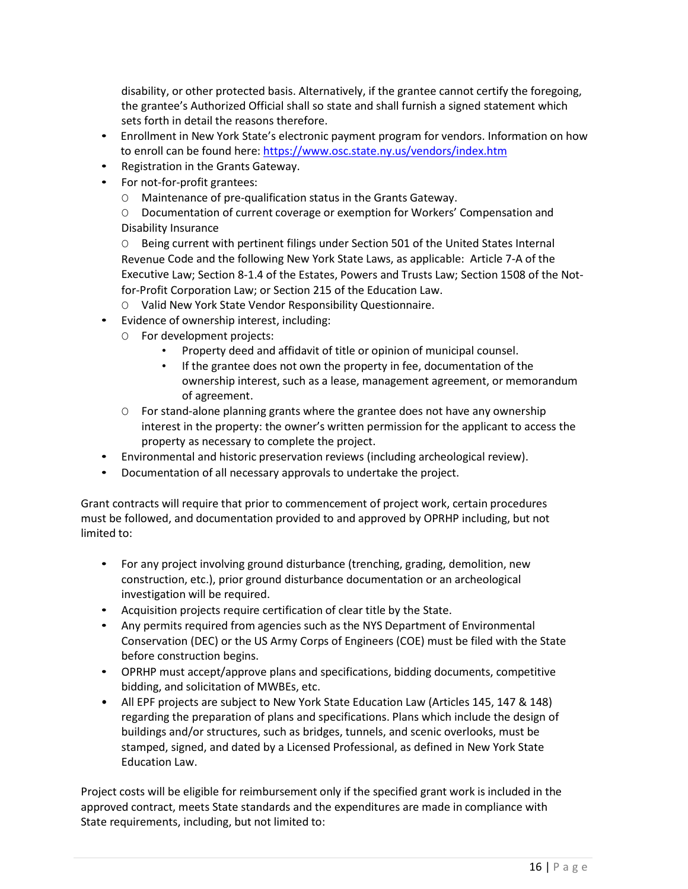disability, or other protected basis. Alternatively, if the grantee cannot certify the foregoing, the grantee's Authorized Official shall so state and shall furnish a signed statement which sets forth in detail the reasons therefore.

- Enrollment in New York State's electronic payment program for vendors. Information on how to enroll can be found here: https://www.osc.state.ny.us/vendors/index.htm
- Registration in the Grants Gateway.
- For not-for-profit grantees:
  - Maintenance of pre-qualification status in the Grants Gateway.
  - Documentation of current coverage or exemption for Workers' Compensation and Disability Insurance
  - Being current with pertinent filings under Section 501 of the United States Internal Revenue Code and the following New York State Laws, as applicable: Article 7-A of the Executive Law; Section 8-1.4 of the Estates, Powers and Trusts Law; Section 1508 of the Not-for-Profit Corporation Law; or Section 215 of the Education Law.
  - Valid New York State Vendor Responsibility Questionnaire.
- Evidence of ownership interest, including:
  - For development projects:
    - Property deed and affidavit of title or opinion of municipal counsel.
    - If the grantee does not own the property in fee, documentation of the ownership interest, such as a lease, management agreement, or memorandum of agreement.
  - For stand-alone planning grants where the grantee does not have any ownership interest in the property: the owner's written permission for the applicant to access the property as necessary to complete the project.
- Environmental and historic preservation reviews (including archeological review).
- Documentation of all necessary approvals to undertake the project.

Grant contracts will require that prior to commencement of project work, certain procedures must be followed, and documentation provided to and approved by OPRHP including, but not limited to:

- For any project involving ground disturbance (trenching, grading, demolition, new construction, etc.), prior ground disturbance documentation or an archeological investigation will be required.
- Acquisition projects require certification of clear title by the State.
- Any permits required from agencies such as the NYS Department of Environmental Conservation (DEC) or the US Army Corps of Engineers (COE) must be filed with the State before construction begins.
- OPRHP must accept/approve plans and specifications, bidding documents, competitive bidding, and solicitation of MWBEs, etc.
- All EPF projects are subject to New York State Education Law (Articles 145, 147 & 148) regarding the preparation of plans and specifications. Plans which include the design of buildings and/or structures, such as bridges, tunnels, and scenic overlooks, must be stamped, signed, and dated by a Licensed Professional, as defined in New York State Education Law.

Project costs will be eligible for reimbursement only if the specified grant work is included in the approved contract, meets State standards and the expenditures are made in compliance with State requirements, including, but not limited to: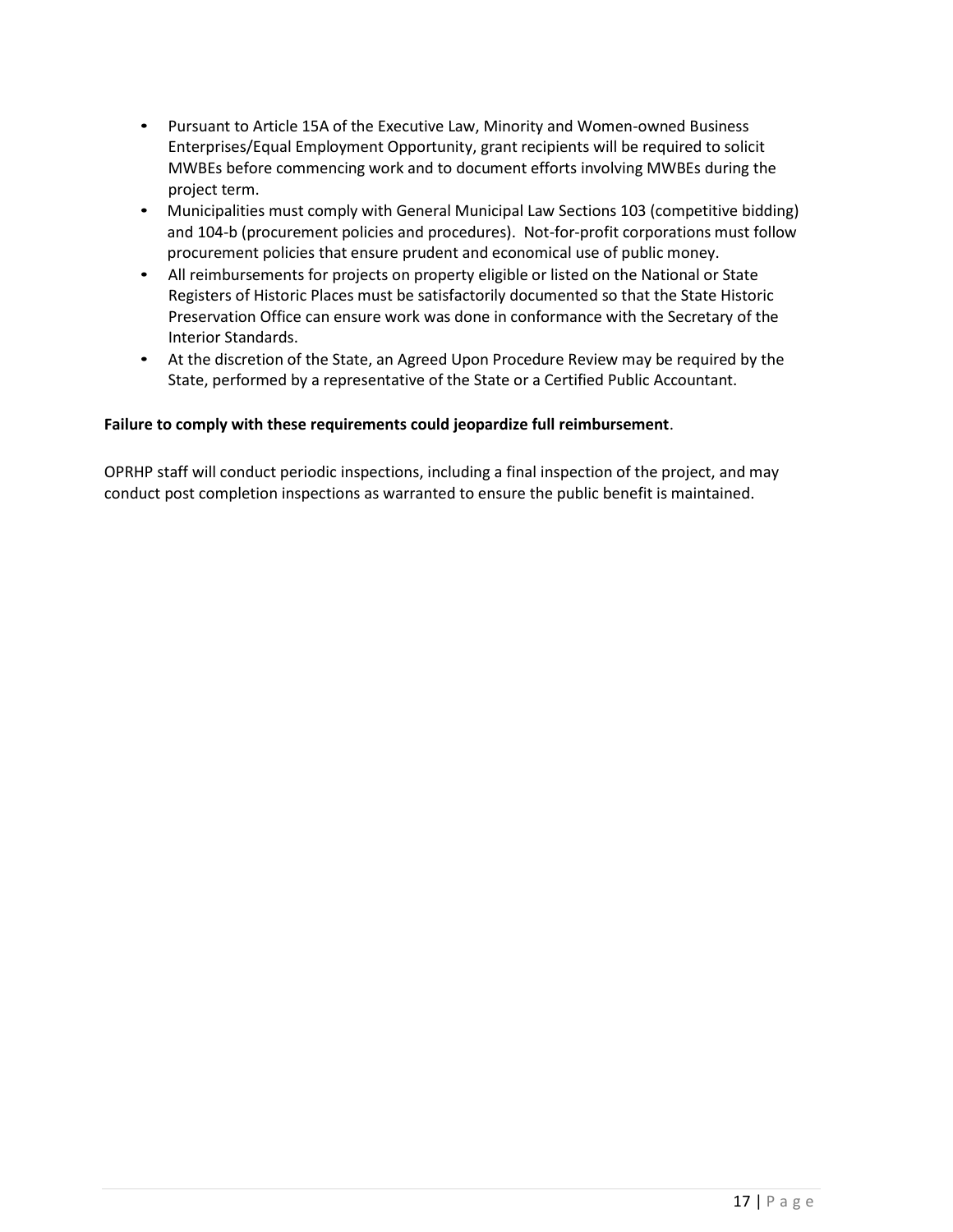- Pursuant to Article 15A of the Executive Law, Minority and Women-owned Business Enterprises/Equal Employment Opportunity, grant recipients will be required to solicit MWBEs before commencing work and to document efforts involving MWBEs during the project term.
- Municipalities must comply with General Municipal Law Sections 103 (competitive bidding) and 104-b (procurement policies and procedures). Not-for-profit corporations must follow procurement policies that ensure prudent and economical use of public money.
- All reimbursements for projects on property eligible or listed on the National or State Registers of Historic Places must be satisfactorily documented so that the State Historic Preservation Office can ensure work was done in conformance with the Secretary of the Interior Standards.
- At the discretion of the State, an Agreed Upon Procedure Review may be required by the State, performed by a representative of the State or a Certified Public Accountant.

**Failure to comply with these requirements could jeopardize full reimbursement**.

OPRHP staff will conduct periodic inspections, including a final inspection of the project, and may conduct post completion inspections as warranted to ensure the public benefit is maintained.